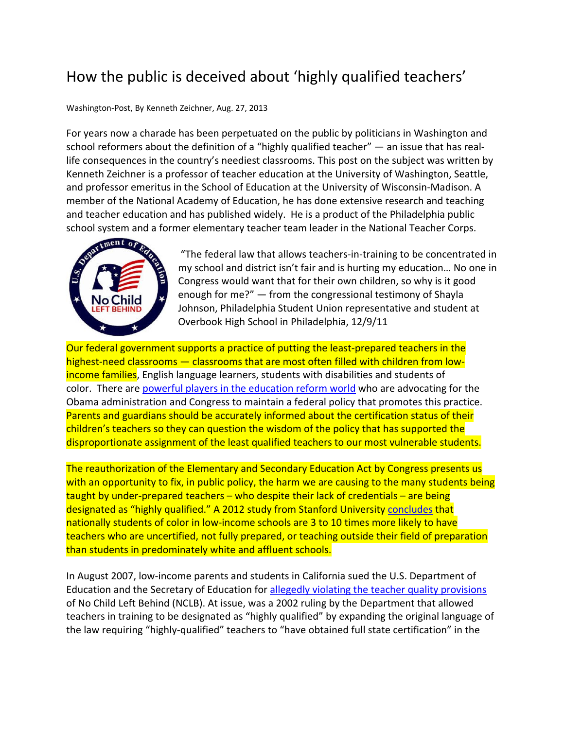# How the public is deceived about 'highly qualified teachers'

Washington-Post, By Kenneth Zeichner, Aug. 27, 2013

For years now a charade has been perpetuated on the public by politicians in Washington and school reformers about the definition of a "highly qualified teacher" — an issue that has real-life consequences in the country's neediest classrooms. This post on the subject was written by Kenneth Zeichner is a professor of teacher education at the University of Washington, Seattle, and professor emeritus in the School of Education at the University of Wisconsin-Madison. A member of the National Academy of Education, he has done extensive research and teaching and teacher education and has published widely. He is a product of the Philadelphia public school system and a former elementary teacher team leader in the National Teacher Corps.

"The federal law that allows teachers-in-training to be concentrated in my school and district isn't fair and is hurting my education… No one in Congress would want that for their own children, so why is it good enough for me?" — from the congressional testimony of Shayla Johnson, Philadelphia Student Union representative and student at Overbook High School in Philadelphia, 12/9/11

Our federal government supports a practice of putting the least-prepared teachers in the highest-need classrooms — classrooms that are most often filled with children from low-income families, English language learners, students with disabilities and students of color. There are powerful players in the education reform world who are advocating for the Obama administration and Congress to maintain a federal policy that promotes this practice. Parents and guardians should be accurately informed about the certification status of their children's teachers so they can question the wisdom of the policy that has supported the disproportionate assignment of the least qualified teachers to our most vulnerable students.

The reauthorization of the Elementary and Secondary Education Act by Congress presents us with an opportunity to fix, in public policy, the harm we are causing to the many students being taught by under-prepared teachers – who despite their lack of credentials – are being designated as "highly qualified." A 2012 study from Stanford University concludes that nationally students of color in low-income schools are 3 to 10 times more likely to have teachers who are uncertified, not fully prepared, or teaching outside their field of preparation than students in predominately white and affluent schools.

In August 2007, low-income parents and students in California sued the U.S. Department of Education and the Secretary of Education for allegedly violating the teacher quality provisions of No Child Left Behind (NCLB). At issue, was a 2002 ruling by the Department that allowed teachers in training to be designated as "highly qualified" by expanding the original language of the law requiring "highly-qualified" teachers to "have obtained full state certification" in the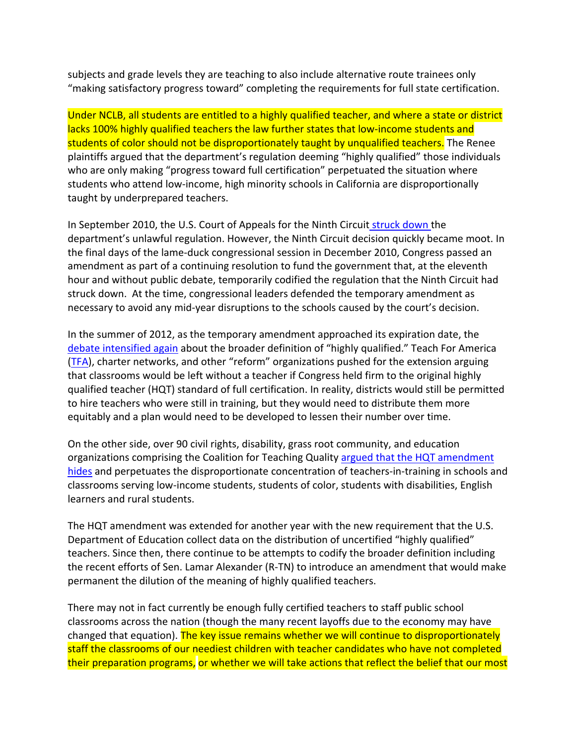subjects and grade levels they are teaching to also include alternative route trainees only "making satisfactory progress toward" completing the requirements for full state certification.

Under NCLB, all students are entitled to a highly qualified teacher, and where a state or district lacks 100% highly qualified teachers the law further states that low-income students and students of color should not be disproportionately taught by unqualified teachers. The Renee plaintiffs argued that the department's regulation deeming "highly qualified" those individuals who are only making "progress toward full certification" perpetuated the situation where students who attend low-income, high minority schools in California are disproportionally taught by underprepared teachers.

In September 2010, the U.S. Court of Appeals for the Ninth Circuit struck down the department's unlawful regulation. However, the Ninth Circuit decision quickly became moot. In the final days of the lame-duck congressional session in December 2010, Congress passed an amendment as part of a continuing resolution to fund the government that, at the eleventh hour and without public debate, temporarily codified the regulation that the Ninth Circuit had struck down. At the time, congressional leaders defended the temporary amendment as necessary to avoid any mid-year disruptions to the schools caused by the court's decision.

In the summer of 2012, as the temporary amendment approached its expiration date, the debate intensified again about the broader definition of "highly qualified." Teach For America (TFA), charter networks, and other "reform" organizations pushed for the extension arguing that classrooms would be left without a teacher if Congress held firm to the original highly qualified teacher (HQT) standard of full certification. In reality, districts would still be permitted to hire teachers who were still in training, but they would need to distribute them more equitably and a plan would need to be developed to lessen their number over time.

On the other side, over 90 civil rights, disability, grass root community, and education organizations comprising the Coalition for Teaching Quality argued that the HQT amendment hides and perpetuates the disproportionate concentration of teachers-in-training in schools and classrooms serving low-income students, students of color, students with disabilities, English learners and rural students.

The HQT amendment was extended for another year with the new requirement that the U.S. Department of Education collect data on the distribution of uncertified "highly qualified" teachers. Since then, there continue to be attempts to codify the broader definition including the recent efforts of Sen. Lamar Alexander (R-TN) to introduce an amendment that would make permanent the dilution of the meaning of highly qualified teachers.

There may not in fact currently be enough fully certified teachers to staff public school classrooms across the nation (though the many recent layoffs due to the economy may have changed that equation). The key issue remains whether we will continue to disproportionately staff the classrooms of our neediest children with teacher candidates who have not completed their preparation programs, or whether we will take actions that reflect the belief that our most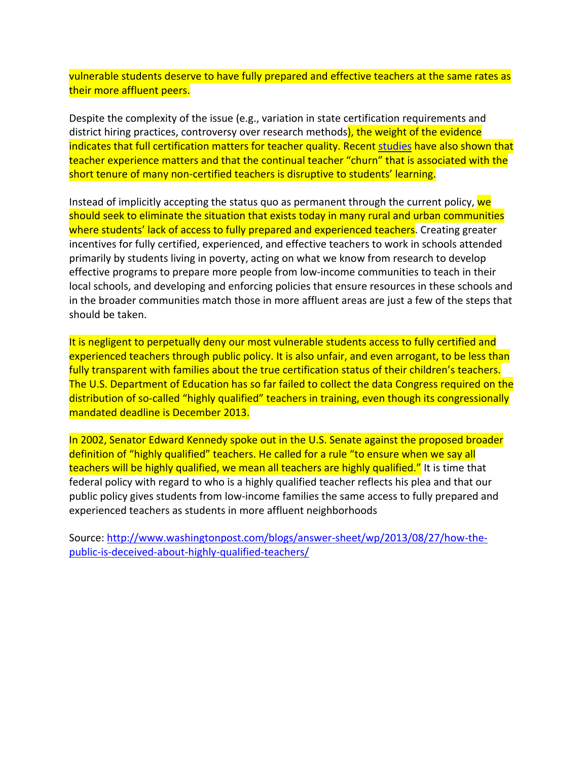vulnerable students deserve to have fully prepared and effective teachers at the same rates as their more affluent peers.

Despite the complexity of the issue (e.g., variation in state certification requirements and district hiring practices, controversy over research methods), the weight of the evidence indicates that full certification matters for teacher quality. Recent studies have also shown that teacher experience matters and that the continual teacher "churn" that is associated with the short tenure of many non-certified teachers is disruptive to students' learning.

Instead of implicitly accepting the status quo as permanent through the current policy, we should seek to eliminate the situation that exists today in many rural and urban communities where students' lack of access to fully prepared and experienced teachers. Creating greater incentives for fully certified, experienced, and effective teachers to work in schools attended primarily by students living in poverty, acting on what we know from research to develop effective programs to prepare more people from low-income communities to teach in their local schools, and developing and enforcing policies that ensure resources in these schools and in the broader communities match those in more affluent areas are just a few of the steps that should be taken.

It is negligent to perpetually deny our most vulnerable students access to fully certified and experienced teachers through public policy. It is also unfair, and even arrogant, to be less than fully transparent with families about the true certification status of their children's teachers. The U.S. Department of Education has so far failed to collect the data Congress required on the distribution of so-called "highly qualified" teachers in training, even though its congressionally mandated deadline is December 2013.

In 2002, Senator Edward Kennedy spoke out in the U.S. Senate against the proposed broader definition of "highly qualified" teachers. He called for a rule "to ensure when we say all teachers will be highly qualified, we mean all teachers are highly qualified." It is time that federal policy with regard to who is a highly qualified teacher reflects his plea and that our public policy gives students from low-income families the same access to fully prepared and experienced teachers as students in more affluent neighborhoods

Source: http://www.washingtonpost.com/blogs/answer-sheet/wp/2013/08/27/how-the-public-is-deceived-about-highly-qualified-teachers/